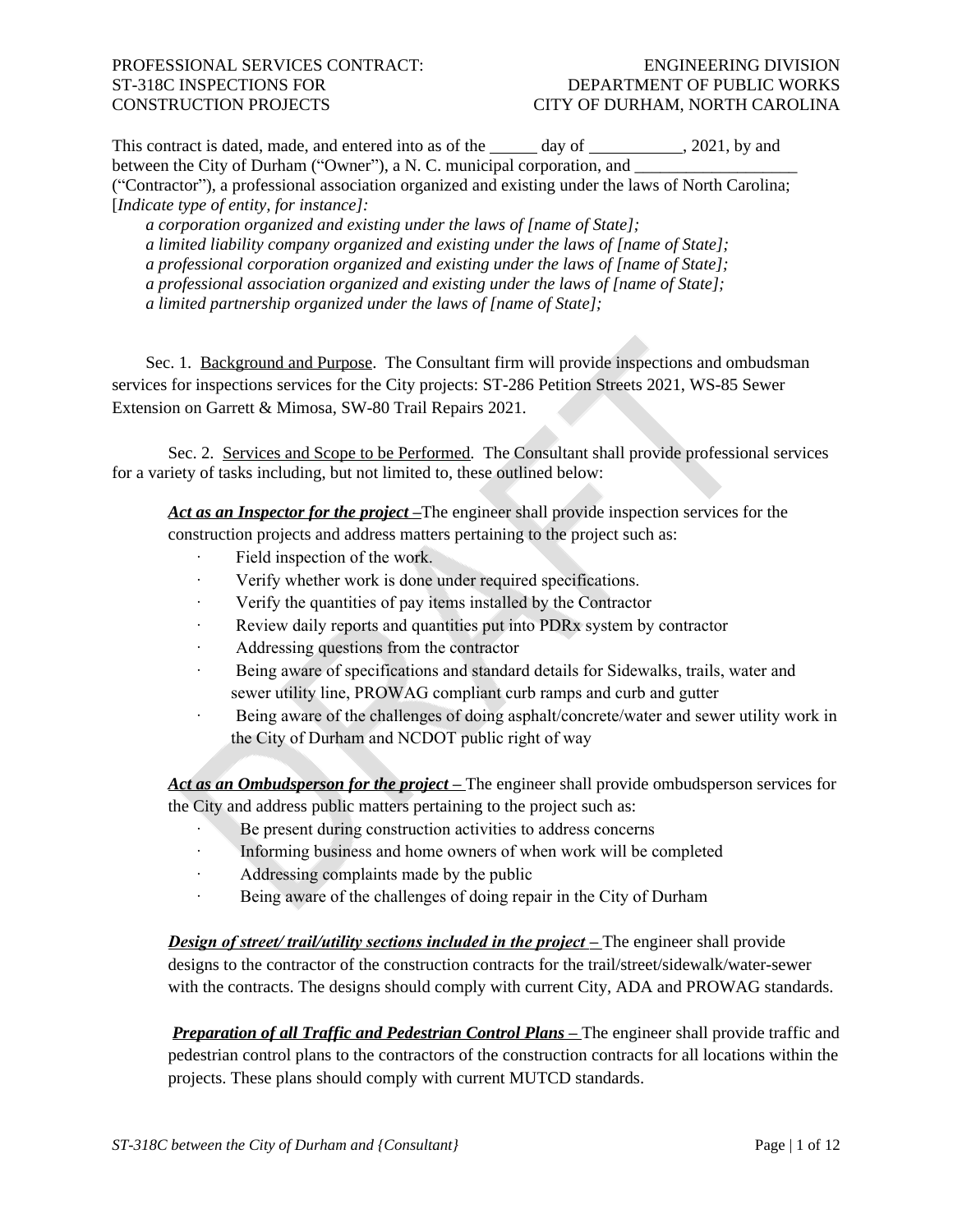PROFESSIONAL SERVICES CONTRACT: ST-318C INSPECTIONS FOR CONSTRUCTION PROJECTS

ENGINEERING DIVISION
DEPARTMENT OF PUBLIC WORKS
CITY OF DURHAM, NORTH CAROLINA

This contract is dated, made, and entered into as of the ______ day of ___________, 2021, by and between the City of Durham ("Owner"), a N. C. municipal corporation, and ___________________ ("Contractor"), a professional association organized and existing under the laws of North Carolina; [*Indicate type of entity, for instance]:*

*a corporation organized and existing under the laws of [name of State];*
*a limited liability company organized and existing under the laws of [name of State];*
*a professional corporation organized and existing under the laws of [name of State];*
*a professional association organized and existing under the laws of [name of State];*
*a limited partnership organized under the laws of [name of State];*

Sec. 1. Background and Purpose. The Consultant firm will provide inspections and ombudsman services for inspections services for the City projects: ST-286 Petition Streets 2021, WS-85 Sewer Extension on Garrett & Mimosa, SW-80 Trail Repairs 2021.

Sec. 2. Services and Scope to be Performed. The Consultant shall provide professional services for a variety of tasks including, but not limited to, these outlined below:

***Act as an Inspector for the project –*** The engineer shall provide inspection services for the construction projects and address matters pertaining to the project such as:

- Field inspection of the work.
- Verify whether work is done under required specifications.
- Verify the quantities of pay items installed by the Contractor
- Review daily reports and quantities put into PDRx system by contractor
- Addressing questions from the contractor
- Being aware of specifications and standard details for Sidewalks, trails, water and sewer utility line, PROWAG compliant curb ramps and curb and gutter
- Being aware of the challenges of doing asphalt/concrete/water and sewer utility work in the City of Durham and NCDOT public right of way

***Act as an Ombudsperson for the project –*** The engineer shall provide ombudsperson services for the City and address public matters pertaining to the project such as:

- Be present during construction activities to address concerns
- Informing business and home owners of when work will be completed
- Addressing complaints made by the public
- Being aware of the challenges of doing repair in the City of Durham

***Design of street/ trail/utility sections included in the project –*** The engineer shall provide designs to the contractor of the construction contracts for the trail/street/sidewalk/water-sewer with the contracts. The designs should comply with current City, ADA and PROWAG standards.

***Preparation of all Traffic and Pedestrian Control Plans –*** The engineer shall provide traffic and pedestrian control plans to the contractors of the construction contracts for all locations within the projects. These plans should comply with current MUTCD standards.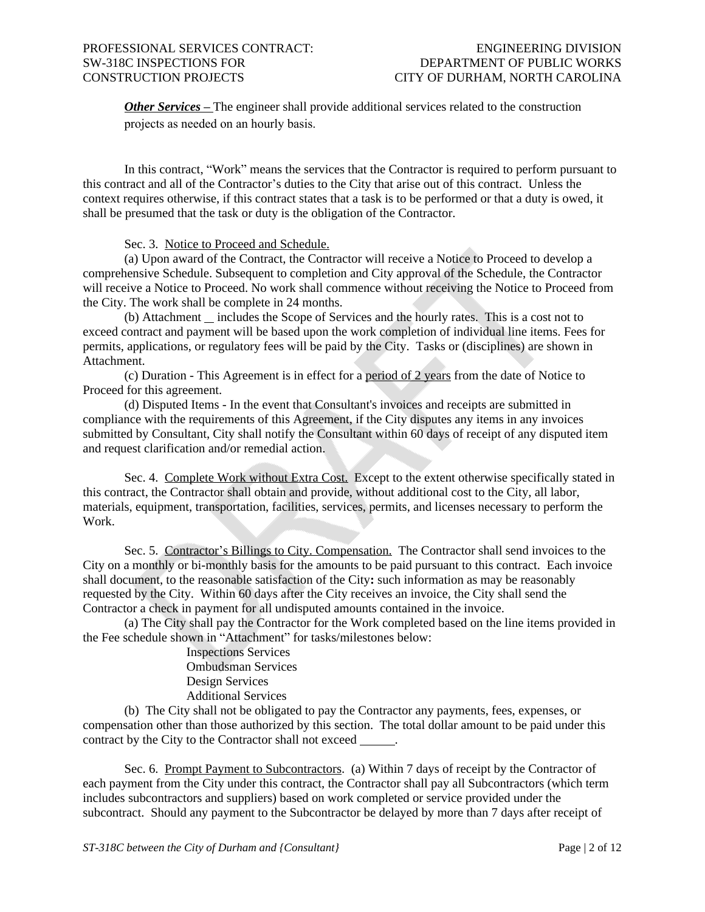***Other Services –*** The engineer shall provide additional services related to the construction projects as needed on an hourly basis.

In this contract, "Work" means the services that the Contractor is required to perform pursuant to this contract and all of the Contractor's duties to the City that arise out of this contract. Unless the context requires otherwise, if this contract states that a task is to be performed or that a duty is owed, it shall be presumed that the task or duty is the obligation of the Contractor.

Sec. 3. Notice to Proceed and Schedule.

(a) Upon award of the Contract, the Contractor will receive a Notice to Proceed to develop a comprehensive Schedule. Subsequent to completion and City approval of the Schedule, the Contractor will receive a Notice to Proceed. No work shall commence without receiving the Notice to Proceed from the City. The work shall be complete in 24 months.

(b) Attachment __ includes the Scope of Services and the hourly rates. This is a cost not to exceed contract and payment will be based upon the work completion of individual line items. Fees for permits, applications, or regulatory fees will be paid by the City. Tasks or (disciplines) are shown in Attachment.

(c) Duration - This Agreement is in effect for a period of 2 years from the date of Notice to Proceed for this agreement.

(d) Disputed Items - In the event that Consultant's invoices and receipts are submitted in compliance with the requirements of this Agreement, if the City disputes any items in any invoices submitted by Consultant, City shall notify the Consultant within 60 days of receipt of any disputed item and request clarification and/or remedial action.

Sec. 4. Complete Work without Extra Cost. Except to the extent otherwise specifically stated in this contract, the Contractor shall obtain and provide, without additional cost to the City, all labor, materials, equipment, transportation, facilities, services, permits, and licenses necessary to perform the Work.

Sec. 5. Contractor's Billings to City. Compensation. The Contractor shall send invoices to the City on a monthly or bi-monthly basis for the amounts to be paid pursuant to this contract. Each invoice shall document, to the reasonable satisfaction of the City**:** such information as may be reasonably requested by the City. Within 60 days after the City receives an invoice, the City shall send the Contractor a check in payment for all undisputed amounts contained in the invoice.

(a) The City shall pay the Contractor for the Work completed based on the line items provided in the Fee schedule shown in "Attachment" for tasks/milestones below:

Inspections Services
Ombudsman Services
Design Services
Additional Services

(b) The City shall not be obligated to pay the Contractor any payments, fees, expenses, or compensation other than those authorized by this section. The total dollar amount to be paid under this contract by the City to the Contractor shall not exceed ______.

Sec. 6. Prompt Payment to Subcontractors. (a) Within 7 days of receipt by the Contractor of each payment from the City under this contract, the Contractor shall pay all Subcontractors (which term includes subcontractors and suppliers) based on work completed or service provided under the subcontract. Should any payment to the Subcontractor be delayed by more than 7 days after receipt of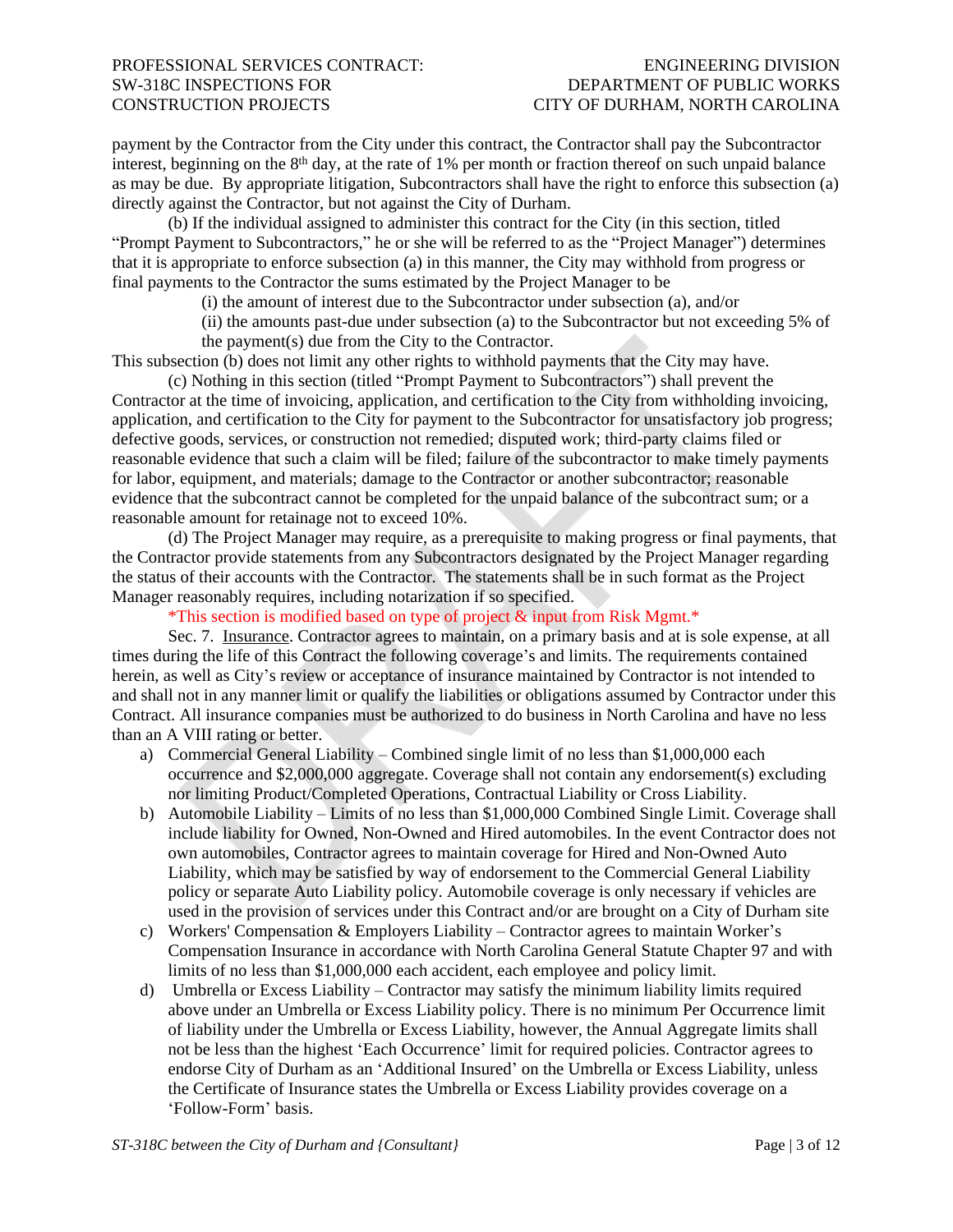payment by the Contractor from the City under this contract, the Contractor shall pay the Subcontractor interest, beginning on the 8th day, at the rate of 1% per month or fraction thereof on such unpaid balance as may be due. By appropriate litigation, Subcontractors shall have the right to enforce this subsection (a) directly against the Contractor, but not against the City of Durham.

(b) If the individual assigned to administer this contract for the City (in this section, titled "Prompt Payment to Subcontractors," he or she will be referred to as the "Project Manager") determines that it is appropriate to enforce subsection (a) in this manner, the City may withhold from progress or final payments to the Contractor the sums estimated by the Project Manager to be

(i) the amount of interest due to the Subcontractor under subsection (a), and/or

(ii) the amounts past-due under subsection (a) to the Subcontractor but not exceeding 5% of the payment(s) due from the City to the Contractor.

This subsection (b) does not limit any other rights to withhold payments that the City may have.

(c) Nothing in this section (titled "Prompt Payment to Subcontractors") shall prevent the Contractor at the time of invoicing, application, and certification to the City from withholding invoicing, application, and certification to the City for payment to the Subcontractor for unsatisfactory job progress; defective goods, services, or construction not remedied; disputed work; third-party claims filed or reasonable evidence that such a claim will be filed; failure of the subcontractor to make timely payments for labor, equipment, and materials; damage to the Contractor or another subcontractor; reasonable evidence that the subcontract cannot be completed for the unpaid balance of the subcontract sum; or a reasonable amount for retainage not to exceed 10%.

(d) The Project Manager may require, as a prerequisite to making progress or final payments, that the Contractor provide statements from any Subcontractors designated by the Project Manager regarding the status of their accounts with the Contractor. The statements shall be in such format as the Project Manager reasonably requires, including notarization if so specified.

*This section is modified based on type of project & input from Risk Mgmt.*

Sec. 7. Insurance. Contractor agrees to maintain, on a primary basis and at is sole expense, at all times during the life of this Contract the following coverage's and limits. The requirements contained herein, as well as City's review or acceptance of insurance maintained by Contractor is not intended to and shall not in any manner limit or qualify the liabilities or obligations assumed by Contractor under this Contract. All insurance companies must be authorized to do business in North Carolina and have no less than an A VIII rating or better.

a) Commercial General Liability – Combined single limit of no less than $1,000,000 each occurrence and $2,000,000 aggregate. Coverage shall not contain any endorsement(s) excluding nor limiting Product/Completed Operations, Contractual Liability or Cross Liability.

b) Automobile Liability – Limits of no less than $1,000,000 Combined Single Limit. Coverage shall include liability for Owned, Non-Owned and Hired automobiles. In the event Contractor does not own automobiles, Contractor agrees to maintain coverage for Hired and Non-Owned Auto Liability, which may be satisfied by way of endorsement to the Commercial General Liability policy or separate Auto Liability policy. Automobile coverage is only necessary if vehicles are used in the provision of services under this Contract and/or are brought on a City of Durham site

c) Workers' Compensation & Employers Liability – Contractor agrees to maintain Worker's Compensation Insurance in accordance with North Carolina General Statute Chapter 97 and with limits of no less than $1,000,000 each accident, each employee and policy limit.

d) Umbrella or Excess Liability – Contractor may satisfy the minimum liability limits required above under an Umbrella or Excess Liability policy. There is no minimum Per Occurrence limit of liability under the Umbrella or Excess Liability, however, the Annual Aggregate limits shall not be less than the highest 'Each Occurrence' limit for required policies. Contractor agrees to endorse City of Durham as an 'Additional Insured' on the Umbrella or Excess Liability, unless the Certificate of Insurance states the Umbrella or Excess Liability provides coverage on a 'Follow-Form' basis.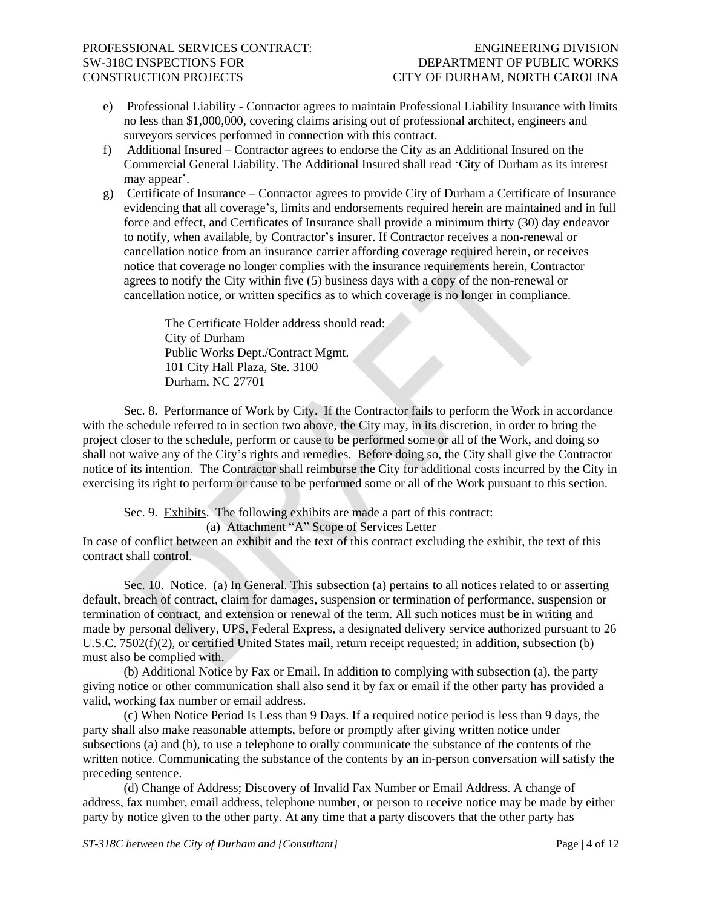e) Professional Liability - Contractor agrees to maintain Professional Liability Insurance with limits no less than $1,000,000, covering claims arising out of professional architect, engineers and surveyors services performed in connection with this contract.

f) Additional Insured – Contractor agrees to endorse the City as an Additional Insured on the Commercial General Liability. The Additional Insured shall read 'City of Durham as its interest may appear'.

g) Certificate of Insurance – Contractor agrees to provide City of Durham a Certificate of Insurance evidencing that all coverage's, limits and endorsements required herein are maintained and in full force and effect, and Certificates of Insurance shall provide a minimum thirty (30) day endeavor to notify, when available, by Contractor's insurer. If Contractor receives a non-renewal or cancellation notice from an insurance carrier affording coverage required herein, or receives notice that coverage no longer complies with the insurance requirements herein, Contractor agrees to notify the City within five (5) business days with a copy of the non-renewal or cancellation notice, or written specifics as to which coverage is no longer in compliance.

> The Certificate Holder address should read:
> City of Durham
> Public Works Dept./Contract Mgmt.
> 101 City Hall Plaza, Ste. 3100
> Durham, NC 27701

Sec. 8. Performance of Work by City. If the Contractor fails to perform the Work in accordance with the schedule referred to in section two above, the City may, in its discretion, in order to bring the project closer to the schedule, perform or cause to be performed some or all of the Work, and doing so shall not waive any of the City's rights and remedies. Before doing so, the City shall give the Contractor notice of its intention. The Contractor shall reimburse the City for additional costs incurred by the City in exercising its right to perform or cause to be performed some or all of the Work pursuant to this section.

Sec. 9. Exhibits. The following exhibits are made a part of this contract:

(a) Attachment "A" Scope of Services Letter

In case of conflict between an exhibit and the text of this contract excluding the exhibit, the text of this contract shall control.

Sec. 10. Notice. (a) In General. This subsection (a) pertains to all notices related to or asserting default, breach of contract, claim for damages, suspension or termination of performance, suspension or termination of contract, and extension or renewal of the term. All such notices must be in writing and made by personal delivery, UPS, Federal Express, a designated delivery service authorized pursuant to 26 U.S.C. 7502(f)(2), or certified United States mail, return receipt requested; in addition, subsection (b) must also be complied with.

(b) Additional Notice by Fax or Email. In addition to complying with subsection (a), the party giving notice or other communication shall also send it by fax or email if the other party has provided a valid, working fax number or email address.

(c) When Notice Period Is Less than 9 Days. If a required notice period is less than 9 days, the party shall also make reasonable attempts, before or promptly after giving written notice under subsections (a) and (b), to use a telephone to orally communicate the substance of the contents of the written notice. Communicating the substance of the contents by an in-person conversation will satisfy the preceding sentence.

(d) Change of Address; Discovery of Invalid Fax Number or Email Address. A change of address, fax number, email address, telephone number, or person to receive notice may be made by either party by notice given to the other party. At any time that a party discovers that the other party has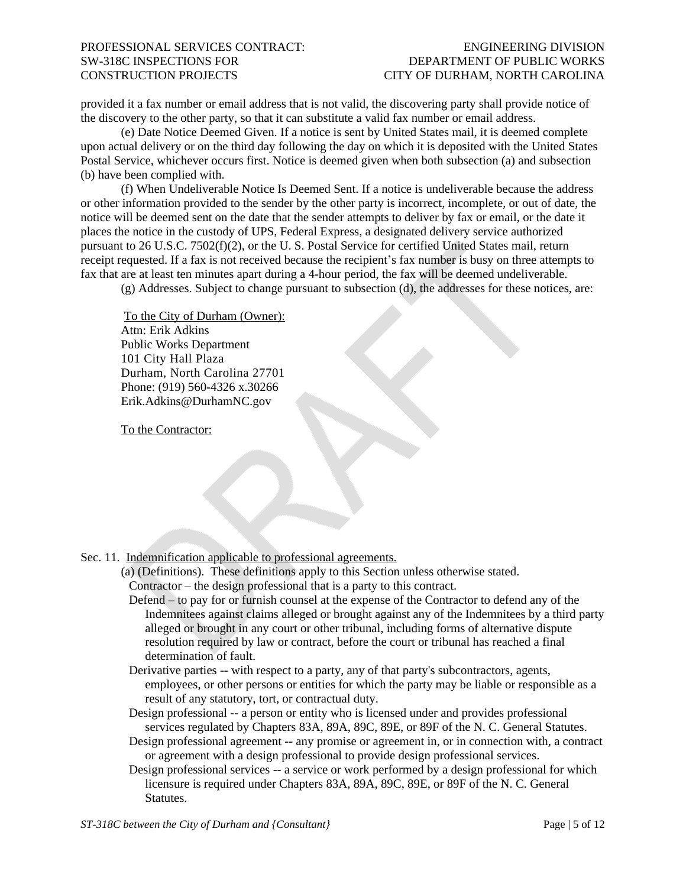provided it a fax number or email address that is not valid, the discovering party shall provide notice of the discovery to the other party, so that it can substitute a valid fax number or email address.

(e) Date Notice Deemed Given. If a notice is sent by United States mail, it is deemed complete upon actual delivery or on the third day following the day on which it is deposited with the United States Postal Service, whichever occurs first. Notice is deemed given when both subsection (a) and subsection (b) have been complied with.

(f) When Undeliverable Notice Is Deemed Sent. If a notice is undeliverable because the address or other information provided to the sender by the other party is incorrect, incomplete, or out of date, the notice will be deemed sent on the date that the sender attempts to deliver by fax or email, or the date it places the notice in the custody of UPS, Federal Express, a designated delivery service authorized pursuant to 26 U.S.C. 7502(f)(2), or the U. S. Postal Service for certified United States mail, return receipt requested. If a fax is not received because the recipient's fax number is busy on three attempts to fax that are at least ten minutes apart during a 4-hour period, the fax will be deemed undeliverable.

(g) Addresses. Subject to change pursuant to subsection (d), the addresses for these notices, are:

To the City of Durham (Owner):
Attn: Erik Adkins
Public Works Department
101 City Hall Plaza
Durham, North Carolina 27701
Phone: (919) 560-4326 x.30266
Erik.Adkins@DurhamNC.gov

To the Contractor:

Sec. 11. Indemnification applicable to professional agreements.

(a) (Definitions). These definitions apply to this Section unless otherwise stated.

Contractor – the design professional that is a party to this contract.

Defend – to pay for or furnish counsel at the expense of the Contractor to defend any of the Indemnitees against claims alleged or brought against any of the Indemnitees by a third party alleged or brought in any court or other tribunal, including forms of alternative dispute resolution required by law or contract, before the court or tribunal has reached a final determination of fault.

Derivative parties -- with respect to a party, any of that party's subcontractors, agents, employees, or other persons or entities for which the party may be liable or responsible as a result of any statutory, tort, or contractual duty.

Design professional -- a person or entity who is licensed under and provides professional services regulated by Chapters 83A, 89A, 89C, 89E, or 89F of the N. C. General Statutes.

Design professional agreement -- any promise or agreement in, or in connection with, a contract or agreement with a design professional to provide design professional services.

Design professional services -- a service or work performed by a design professional for which licensure is required under Chapters 83A, 89A, 89C, 89E, or 89F of the N. C. General Statutes.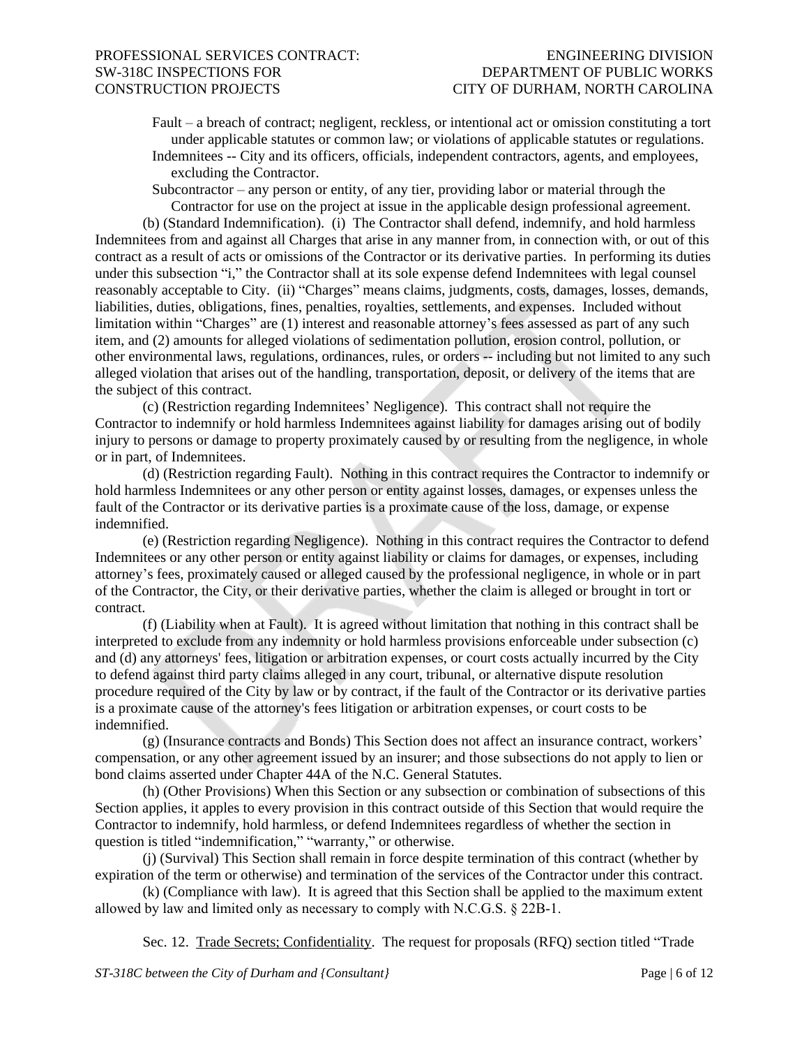Fault – a breach of contract; negligent, reckless, or intentional act or omission constituting a tort under applicable statutes or common law; or violations of applicable statutes or regulations.

Indemnitees -- City and its officers, officials, independent contractors, agents, and employees, excluding the Contractor.

Subcontractor – any person or entity, of any tier, providing labor or material through the Contractor for use on the project at issue in the applicable design professional agreement.

(b) (Standard Indemnification). (i) The Contractor shall defend, indemnify, and hold harmless Indemnitees from and against all Charges that arise in any manner from, in connection with, or out of this contract as a result of acts or omissions of the Contractor or its derivative parties. In performing its duties under this subsection "i," the Contractor shall at its sole expense defend Indemnitees with legal counsel reasonably acceptable to City. (ii) "Charges" means claims, judgments, costs, damages, losses, demands, liabilities, duties, obligations, fines, penalties, royalties, settlements, and expenses. Included without limitation within "Charges" are (1) interest and reasonable attorney's fees assessed as part of any such item, and (2) amounts for alleged violations of sedimentation pollution, erosion control, pollution, or other environmental laws, regulations, ordinances, rules, or orders -- including but not limited to any such alleged violation that arises out of the handling, transportation, deposit, or delivery of the items that are the subject of this contract.

(c) (Restriction regarding Indemnitees' Negligence). This contract shall not require the Contractor to indemnify or hold harmless Indemnitees against liability for damages arising out of bodily injury to persons or damage to property proximately caused by or resulting from the negligence, in whole or in part, of Indemnitees.

(d) (Restriction regarding Fault). Nothing in this contract requires the Contractor to indemnify or hold harmless Indemnitees or any other person or entity against losses, damages, or expenses unless the fault of the Contractor or its derivative parties is a proximate cause of the loss, damage, or expense indemnified.

(e) (Restriction regarding Negligence). Nothing in this contract requires the Contractor to defend Indemnitees or any other person or entity against liability or claims for damages, or expenses, including attorney's fees, proximately caused or alleged caused by the professional negligence, in whole or in part of the Contractor, the City, or their derivative parties, whether the claim is alleged or brought in tort or contract.

(f) (Liability when at Fault). It is agreed without limitation that nothing in this contract shall be interpreted to exclude from any indemnity or hold harmless provisions enforceable under subsection (c) and (d) any attorneys' fees, litigation or arbitration expenses, or court costs actually incurred by the City to defend against third party claims alleged in any court, tribunal, or alternative dispute resolution procedure required of the City by law or by contract, if the fault of the Contractor or its derivative parties is a proximate cause of the attorney's fees litigation or arbitration expenses, or court costs to be indemnified.

(g) (Insurance contracts and Bonds) This Section does not affect an insurance contract, workers' compensation, or any other agreement issued by an insurer; and those subsections do not apply to lien or bond claims asserted under Chapter 44A of the N.C. General Statutes.

(h) (Other Provisions) When this Section or any subsection or combination of subsections of this Section applies, it apples to every provision in this contract outside of this Section that would require the Contractor to indemnify, hold harmless, or defend Indemnitees regardless of whether the section in question is titled "indemnification," "warranty," or otherwise.

(j) (Survival) This Section shall remain in force despite termination of this contract (whether by expiration of the term or otherwise) and termination of the services of the Contractor under this contract.

(k) (Compliance with law). It is agreed that this Section shall be applied to the maximum extent allowed by law and limited only as necessary to comply with N.C.G.S. § 22B-1.

Sec. 12. Trade Secrets; Confidentiality. The request for proposals (RFQ) section titled "Trade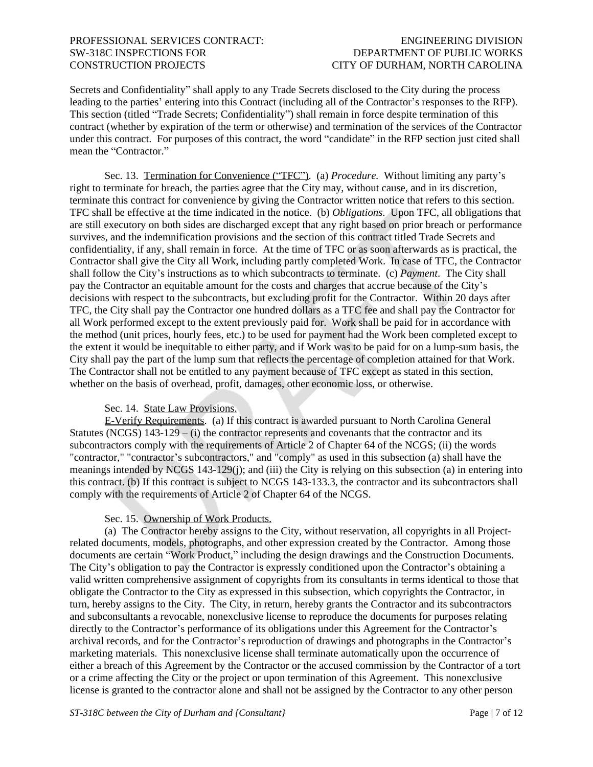Secrets and Confidentiality" shall apply to any Trade Secrets disclosed to the City during the process leading to the parties' entering into this Contract (including all of the Contractor's responses to the RFP). This section (titled "Trade Secrets; Confidentiality") shall remain in force despite termination of this contract (whether by expiration of the term or otherwise) and termination of the services of the Contractor under this contract. For purposes of this contract, the word "candidate" in the RFP section just cited shall mean the "Contractor."

Sec. 13. Termination for Convenience ("TFC"). (a) *Procedure.* Without limiting any party's right to terminate for breach, the parties agree that the City may, without cause, and in its discretion, terminate this contract for convenience by giving the Contractor written notice that refers to this section. TFC shall be effective at the time indicated in the notice. (b) *Obligations*. Upon TFC, all obligations that are still executory on both sides are discharged except that any right based on prior breach or performance survives, and the indemnification provisions and the section of this contract titled Trade Secrets and confidentiality, if any, shall remain in force. At the time of TFC or as soon afterwards as is practical, the Contractor shall give the City all Work, including partly completed Work. In case of TFC, the Contractor shall follow the City's instructions as to which subcontracts to terminate. (c) *Payment*. The City shall pay the Contractor an equitable amount for the costs and charges that accrue because of the City's decisions with respect to the subcontracts, but excluding profit for the Contractor. Within 20 days after TFC, the City shall pay the Contractor one hundred dollars as a TFC fee and shall pay the Contractor for all Work performed except to the extent previously paid for. Work shall be paid for in accordance with the method (unit prices, hourly fees, etc.) to be used for payment had the Work been completed except to the extent it would be inequitable to either party, and if Work was to be paid for on a lump-sum basis, the City shall pay the part of the lump sum that reflects the percentage of completion attained for that Work. The Contractor shall not be entitled to any payment because of TFC except as stated in this section, whether on the basis of overhead, profit, damages, other economic loss, or otherwise.

Sec. 14. State Law Provisions.

E-Verify Requirements. (a) If this contract is awarded pursuant to North Carolina General Statutes (NCGS) 143-129 – (i) the contractor represents and covenants that the contractor and its subcontractors comply with the requirements of Article 2 of Chapter 64 of the NCGS; (ii) the words "contractor," "contractor's subcontractors," and "comply" as used in this subsection (a) shall have the meanings intended by NCGS 143-129(j); and (iii) the City is relying on this subsection (a) in entering into this contract. (b) If this contract is subject to NCGS 143-133.3, the contractor and its subcontractors shall comply with the requirements of Article 2 of Chapter 64 of the NCGS.

Sec. 15. Ownership of Work Products.

(a) The Contractor hereby assigns to the City, without reservation, all copyrights in all Project-related documents, models, photographs, and other expression created by the Contractor. Among those documents are certain "Work Product," including the design drawings and the Construction Documents. The City's obligation to pay the Contractor is expressly conditioned upon the Contractor's obtaining a valid written comprehensive assignment of copyrights from its consultants in terms identical to those that obligate the Contractor to the City as expressed in this subsection, which copyrights the Contractor, in turn, hereby assigns to the City. The City, in return, hereby grants the Contractor and its subcontractors and subconsultants a revocable, nonexclusive license to reproduce the documents for purposes relating directly to the Contractor's performance of its obligations under this Agreement for the Contractor's archival records, and for the Contractor's reproduction of drawings and photographs in the Contractor's marketing materials. This nonexclusive license shall terminate automatically upon the occurrence of either a breach of this Agreement by the Contractor or the accused commission by the Contractor of a tort or a crime affecting the City or the project or upon termination of this Agreement. This nonexclusive license is granted to the contractor alone and shall not be assigned by the Contractor to any other person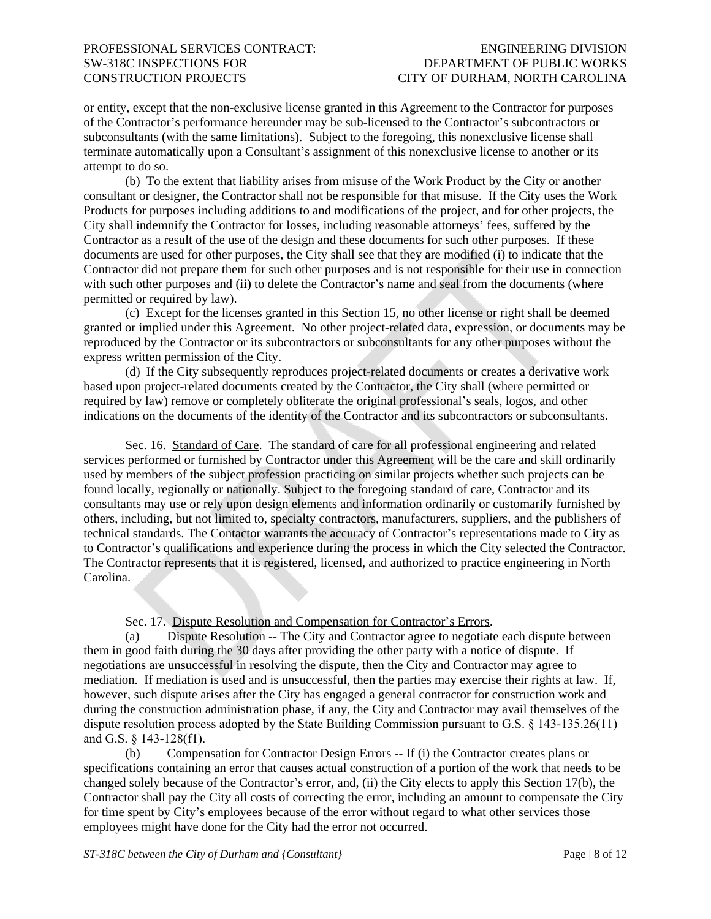or entity, except that the non-exclusive license granted in this Agreement to the Contractor for purposes of the Contractor's performance hereunder may be sub-licensed to the Contractor's subcontractors or subconsultants (with the same limitations). Subject to the foregoing, this nonexclusive license shall terminate automatically upon a Consultant's assignment of this nonexclusive license to another or its attempt to do so.

(b) To the extent that liability arises from misuse of the Work Product by the City or another consultant or designer, the Contractor shall not be responsible for that misuse. If the City uses the Work Products for purposes including additions to and modifications of the project, and for other projects, the City shall indemnify the Contractor for losses, including reasonable attorneys' fees, suffered by the Contractor as a result of the use of the design and these documents for such other purposes. If these documents are used for other purposes, the City shall see that they are modified (i) to indicate that the Contractor did not prepare them for such other purposes and is not responsible for their use in connection with such other purposes and (ii) to delete the Contractor's name and seal from the documents (where permitted or required by law).

(c) Except for the licenses granted in this Section 15, no other license or right shall be deemed granted or implied under this Agreement. No other project-related data, expression, or documents may be reproduced by the Contractor or its subcontractors or subconsultants for any other purposes without the express written permission of the City.

(d) If the City subsequently reproduces project-related documents or creates a derivative work based upon project-related documents created by the Contractor, the City shall (where permitted or required by law) remove or completely obliterate the original professional's seals, logos, and other indications on the documents of the identity of the Contractor and its subcontractors or subconsultants.

Sec. 16. Standard of Care. The standard of care for all professional engineering and related services performed or furnished by Contractor under this Agreement will be the care and skill ordinarily used by members of the subject profession practicing on similar projects whether such projects can be found locally, regionally or nationally. Subject to the foregoing standard of care, Contractor and its consultants may use or rely upon design elements and information ordinarily or customarily furnished by others, including, but not limited to, specialty contractors, manufacturers, suppliers, and the publishers of technical standards. The Contactor warrants the accuracy of Contractor's representations made to City as to Contractor's qualifications and experience during the process in which the City selected the Contractor. The Contractor represents that it is registered, licensed, and authorized to practice engineering in North Carolina.

Sec. 17. Dispute Resolution and Compensation for Contractor's Errors.

(a) Dispute Resolution -- The City and Contractor agree to negotiate each dispute between them in good faith during the 30 days after providing the other party with a notice of dispute. If negotiations are unsuccessful in resolving the dispute, then the City and Contractor may agree to mediation. If mediation is used and is unsuccessful, then the parties may exercise their rights at law. If, however, such dispute arises after the City has engaged a general contractor for construction work and during the construction administration phase, if any, the City and Contractor may avail themselves of the dispute resolution process adopted by the State Building Commission pursuant to G.S. § 143-135.26(11) and G.S. § 143-128(f1).

(b) Compensation for Contractor Design Errors -- If (i) the Contractor creates plans or specifications containing an error that causes actual construction of a portion of the work that needs to be changed solely because of the Contractor's error, and, (ii) the City elects to apply this Section 17(b), the Contractor shall pay the City all costs of correcting the error, including an amount to compensate the City for time spent by City's employees because of the error without regard to what other services those employees might have done for the City had the error not occurred.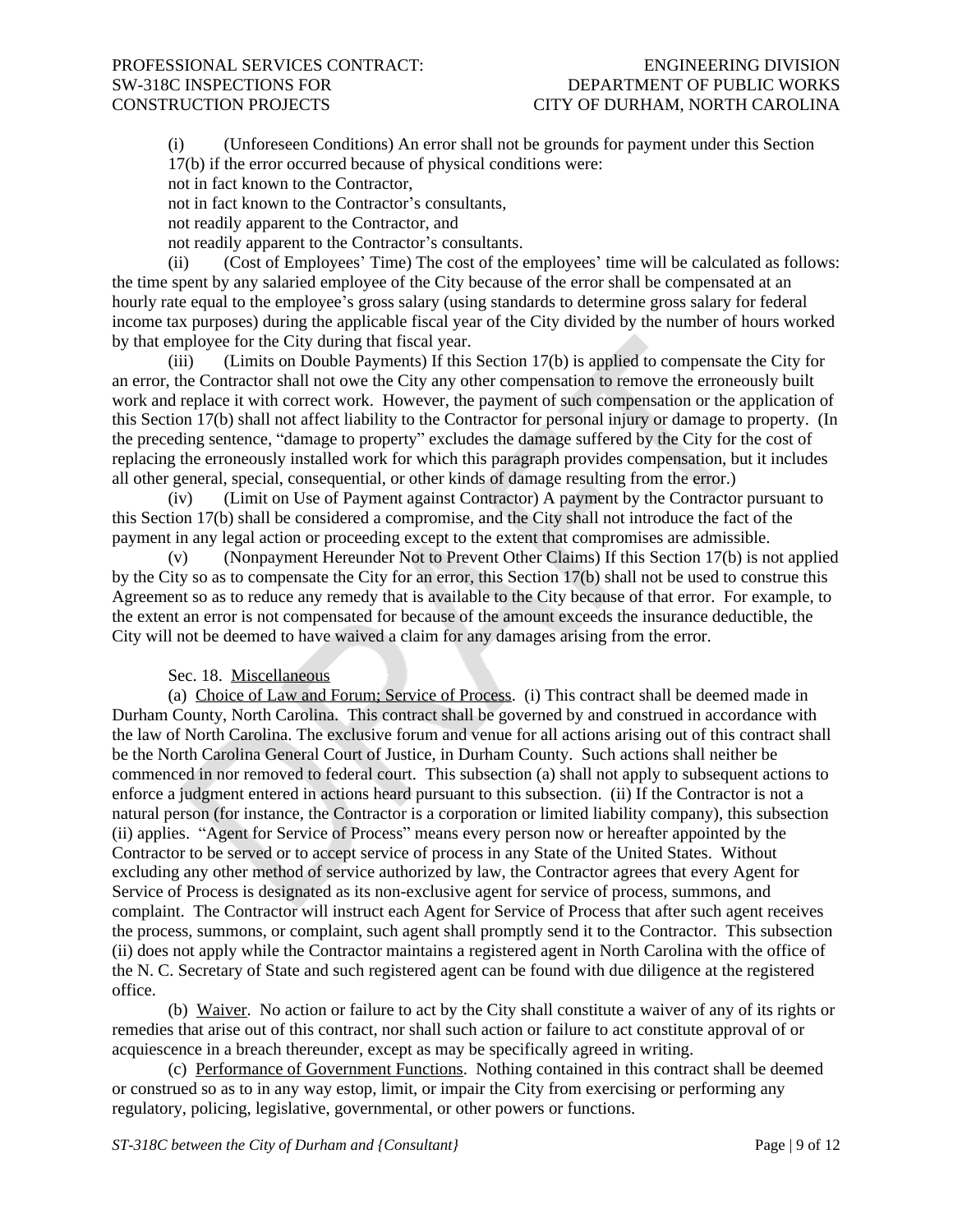(i) (Unforeseen Conditions) An error shall not be grounds for payment under this Section 17(b) if the error occurred because of physical conditions were:

not in fact known to the Contractor,

not in fact known to the Contractor's consultants,

not readily apparent to the Contractor, and

not readily apparent to the Contractor's consultants.

(ii) (Cost of Employees' Time) The cost of the employees' time will be calculated as follows: the time spent by any salaried employee of the City because of the error shall be compensated at an hourly rate equal to the employee's gross salary (using standards to determine gross salary for federal income tax purposes) during the applicable fiscal year of the City divided by the number of hours worked by that employee for the City during that fiscal year.

(iii) (Limits on Double Payments) If this Section 17(b) is applied to compensate the City for an error, the Contractor shall not owe the City any other compensation to remove the erroneously built work and replace it with correct work. However, the payment of such compensation or the application of this Section 17(b) shall not affect liability to the Contractor for personal injury or damage to property. (In the preceding sentence, "damage to property" excludes the damage suffered by the City for the cost of replacing the erroneously installed work for which this paragraph provides compensation, but it includes all other general, special, consequential, or other kinds of damage resulting from the error.)

(iv) (Limit on Use of Payment against Contractor) A payment by the Contractor pursuant to this Section 17(b) shall be considered a compromise, and the City shall not introduce the fact of the payment in any legal action or proceeding except to the extent that compromises are admissible.

(v) (Nonpayment Hereunder Not to Prevent Other Claims) If this Section 17(b) is not applied by the City so as to compensate the City for an error, this Section 17(b) shall not be used to construe this Agreement so as to reduce any remedy that is available to the City because of that error. For example, to the extent an error is not compensated for because of the amount exceeds the insurance deductible, the City will not be deemed to have waived a claim for any damages arising from the error.

Sec. 18. Miscellaneous

(a) Choice of Law and Forum; Service of Process. (i) This contract shall be deemed made in Durham County, North Carolina. This contract shall be governed by and construed in accordance with the law of North Carolina. The exclusive forum and venue for all actions arising out of this contract shall be the North Carolina General Court of Justice, in Durham County. Such actions shall neither be commenced in nor removed to federal court. This subsection (a) shall not apply to subsequent actions to enforce a judgment entered in actions heard pursuant to this subsection. (ii) If the Contractor is not a natural person (for instance, the Contractor is a corporation or limited liability company), this subsection (ii) applies. "Agent for Service of Process" means every person now or hereafter appointed by the Contractor to be served or to accept service of process in any State of the United States. Without excluding any other method of service authorized by law, the Contractor agrees that every Agent for Service of Process is designated as its non-exclusive agent for service of process, summons, and complaint. The Contractor will instruct each Agent for Service of Process that after such agent receives the process, summons, or complaint, such agent shall promptly send it to the Contractor. This subsection (ii) does not apply while the Contractor maintains a registered agent in North Carolina with the office of the N. C. Secretary of State and such registered agent can be found with due diligence at the registered office.

(b) Waiver. No action or failure to act by the City shall constitute a waiver of any of its rights or remedies that arise out of this contract, nor shall such action or failure to act constitute approval of or acquiescence in a breach thereunder, except as may be specifically agreed in writing.

(c) Performance of Government Functions. Nothing contained in this contract shall be deemed or construed so as to in any way estop, limit, or impair the City from exercising or performing any regulatory, policing, legislative, governmental, or other powers or functions.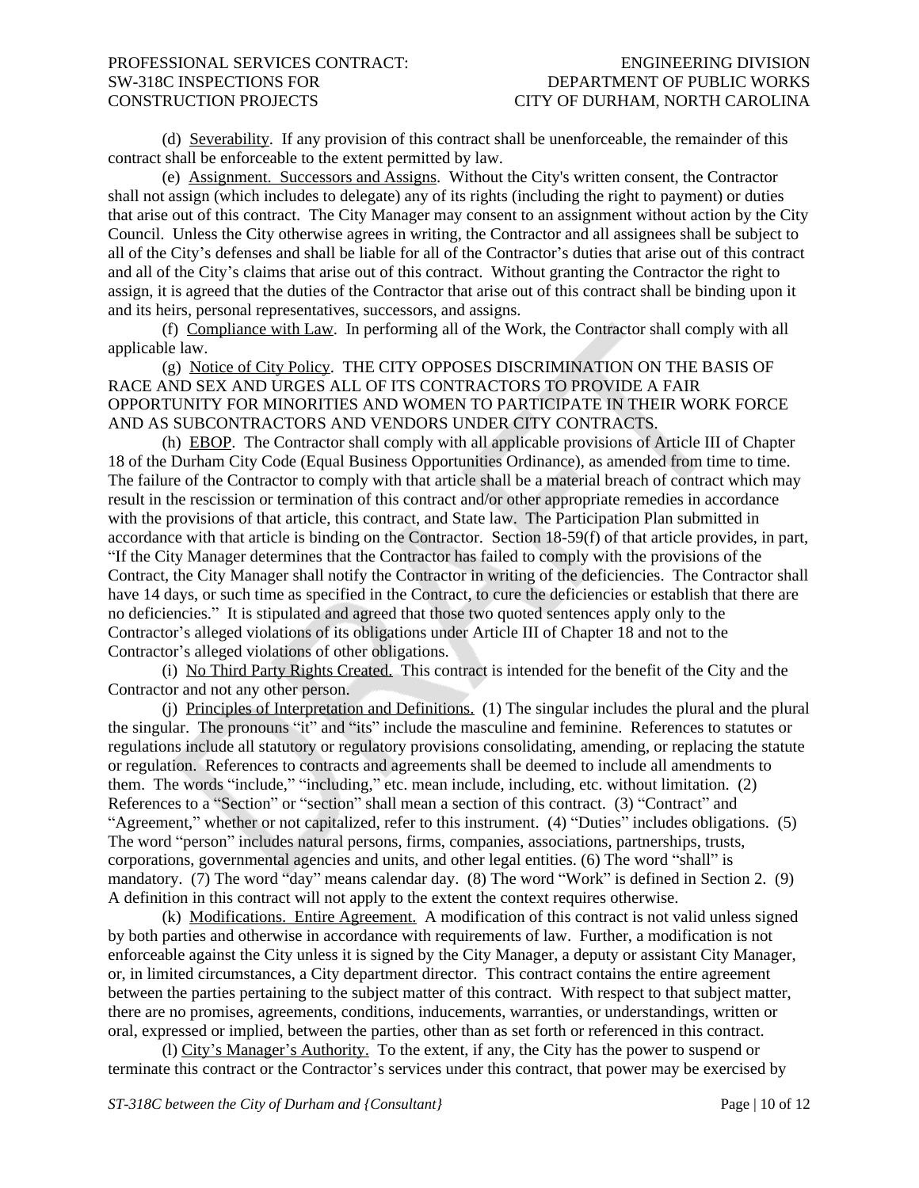(d) Severability. If any provision of this contract shall be unenforceable, the remainder of this contract shall be enforceable to the extent permitted by law.

(e) Assignment. Successors and Assigns. Without the City's written consent, the Contractor shall not assign (which includes to delegate) any of its rights (including the right to payment) or duties that arise out of this contract. The City Manager may consent to an assignment without action by the City Council. Unless the City otherwise agrees in writing, the Contractor and all assignees shall be subject to all of the City's defenses and shall be liable for all of the Contractor's duties that arise out of this contract and all of the City's claims that arise out of this contract. Without granting the Contractor the right to assign, it is agreed that the duties of the Contractor that arise out of this contract shall be binding upon it and its heirs, personal representatives, successors, and assigns.

(f) Compliance with Law. In performing all of the Work, the Contractor shall comply with all applicable law.

(g) Notice of City Policy. THE CITY OPPOSES DISCRIMINATION ON THE BASIS OF RACE AND SEX AND URGES ALL OF ITS CONTRACTORS TO PROVIDE A FAIR OPPORTUNITY FOR MINORITIES AND WOMEN TO PARTICIPATE IN THEIR WORK FORCE AND AS SUBCONTRACTORS AND VENDORS UNDER CITY CONTRACTS.

(h) EBOP. The Contractor shall comply with all applicable provisions of Article III of Chapter 18 of the Durham City Code (Equal Business Opportunities Ordinance), as amended from time to time. The failure of the Contractor to comply with that article shall be a material breach of contract which may result in the rescission or termination of this contract and/or other appropriate remedies in accordance with the provisions of that article, this contract, and State law. The Participation Plan submitted in accordance with that article is binding on the Contractor. Section 18-59(f) of that article provides, in part, "If the City Manager determines that the Contractor has failed to comply with the provisions of the Contract, the City Manager shall notify the Contractor in writing of the deficiencies. The Contractor shall have 14 days, or such time as specified in the Contract, to cure the deficiencies or establish that there are no deficiencies." It is stipulated and agreed that those two quoted sentences apply only to the Contractor's alleged violations of its obligations under Article III of Chapter 18 and not to the Contractor's alleged violations of other obligations.

(i) No Third Party Rights Created. This contract is intended for the benefit of the City and the Contractor and not any other person.

(j) Principles of Interpretation and Definitions. (1) The singular includes the plural and the plural the singular. The pronouns "it" and "its" include the masculine and feminine. References to statutes or regulations include all statutory or regulatory provisions consolidating, amending, or replacing the statute or regulation. References to contracts and agreements shall be deemed to include all amendments to them. The words "include," "including," etc. mean include, including, etc. without limitation. (2) References to a "Section" or "section" shall mean a section of this contract. (3) "Contract" and "Agreement," whether or not capitalized, refer to this instrument. (4) "Duties" includes obligations. (5) The word "person" includes natural persons, firms, companies, associations, partnerships, trusts, corporations, governmental agencies and units, and other legal entities. (6) The word "shall" is mandatory. (7) The word "day" means calendar day. (8) The word "Work" is defined in Section 2. (9) A definition in this contract will not apply to the extent the context requires otherwise.

(k) Modifications. Entire Agreement. A modification of this contract is not valid unless signed by both parties and otherwise in accordance with requirements of law. Further, a modification is not enforceable against the City unless it is signed by the City Manager, a deputy or assistant City Manager, or, in limited circumstances, a City department director. This contract contains the entire agreement between the parties pertaining to the subject matter of this contract. With respect to that subject matter, there are no promises, agreements, conditions, inducements, warranties, or understandings, written or oral, expressed or implied, between the parties, other than as set forth or referenced in this contract.

(l) City's Manager's Authority. To the extent, if any, the City has the power to suspend or terminate this contract or the Contractor's services under this contract, that power may be exercised by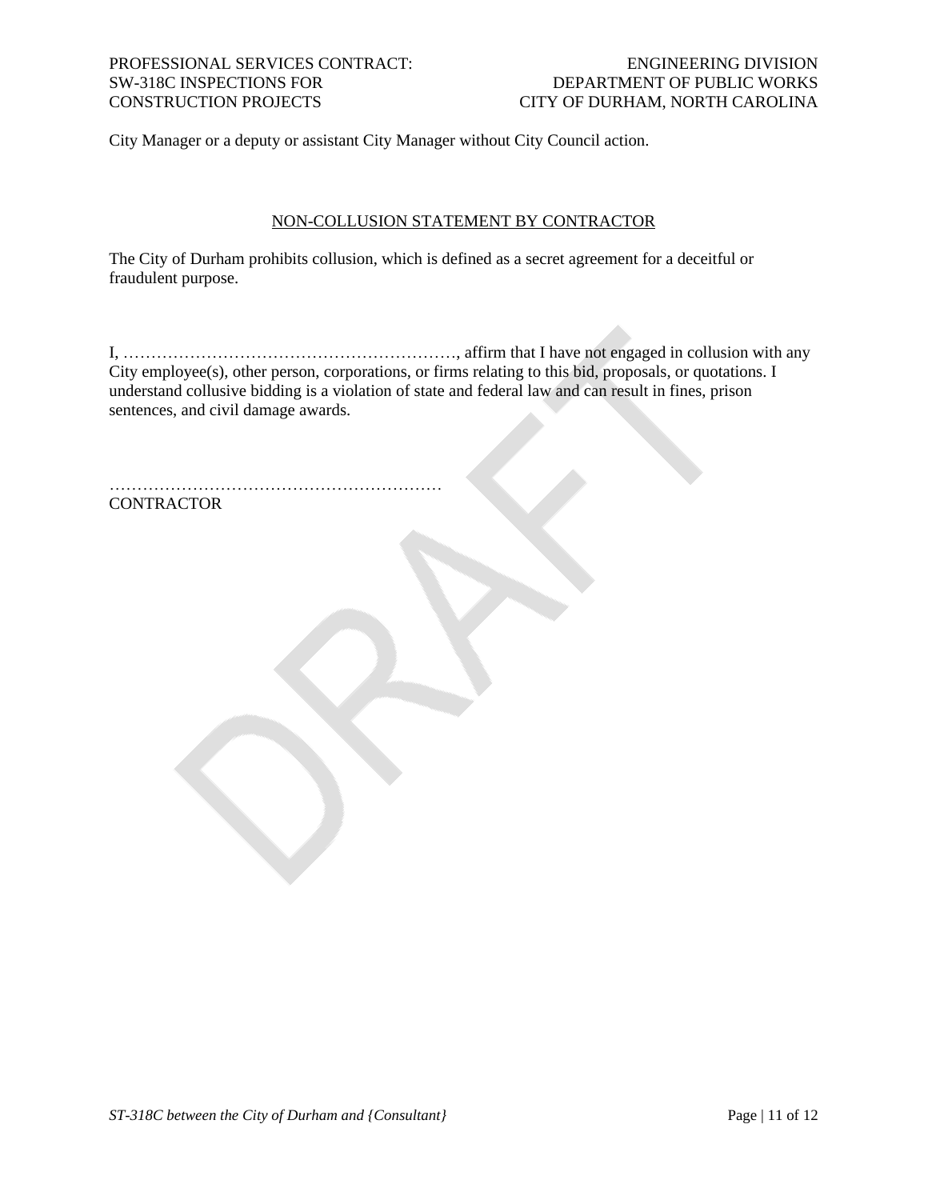City Manager or a deputy or assistant City Manager without City Council action.

## NON-COLLUSION STATEMENT BY CONTRACTOR

The City of Durham prohibits collusion, which is defined as a secret agreement for a deceitful or fraudulent purpose.

I, ……………………………………………………, affirm that I have not engaged in collusion with any City employee(s), other person, corporations, or firms relating to this bid, proposals, or quotations. I understand collusive bidding is a violation of state and federal law and can result in fines, prison sentences, and civil damage awards.

……………………………………………………
CONTRACTOR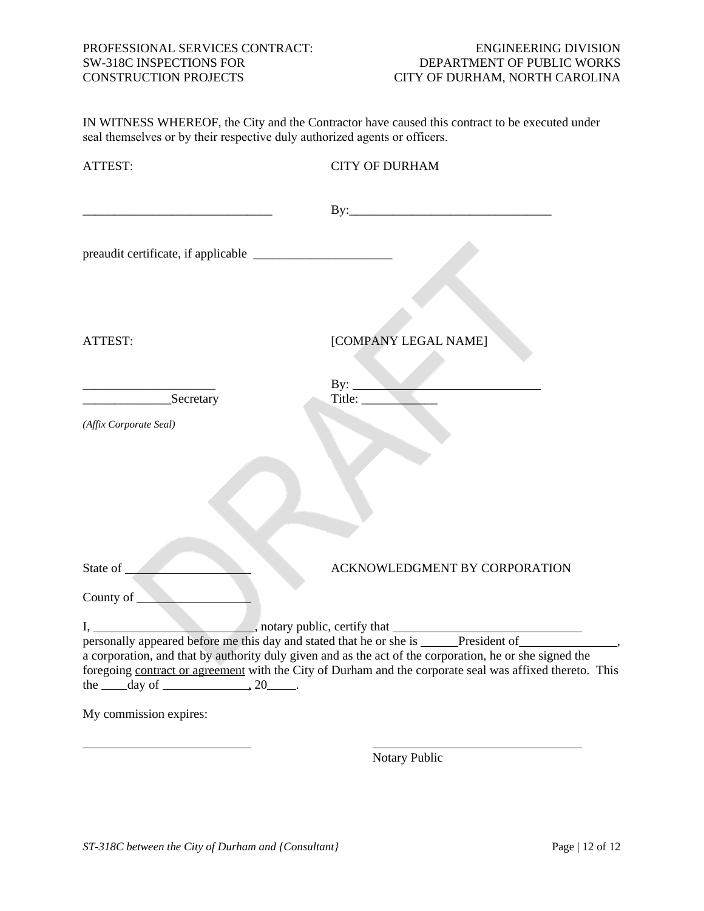IN WITNESS WHEREOF, the City and the Contractor have caused this contract to be executed under seal themselves or by their respective duly authorized agents or officers.

ATTEST: CITY OF DURHAM

______________________________ By:________________________________

preaudit certificate, if applicable ______________________

ATTEST: [COMPANY LEGAL NAME]

_____________________ By: ______________________________

______________Secretary Title: ____________

*(Affix Corporate Seal)*

State of ____________________ ACKNOWLEDGMENT BY CORPORATION

County of __________________

I, _________________________, notary public, certify that ______________________________ personally appeared before me this day and stated that he or she is ______President of________________, a corporation, and that by authority duly given and as the act of the corporation, he or she signed the foregoing contract or agreement with the City of Durham and the corporate seal was affixed thereto. This the ____day of ______________, 20_____.

My commission expires:

____________________________ ___________________________________

Notary Public